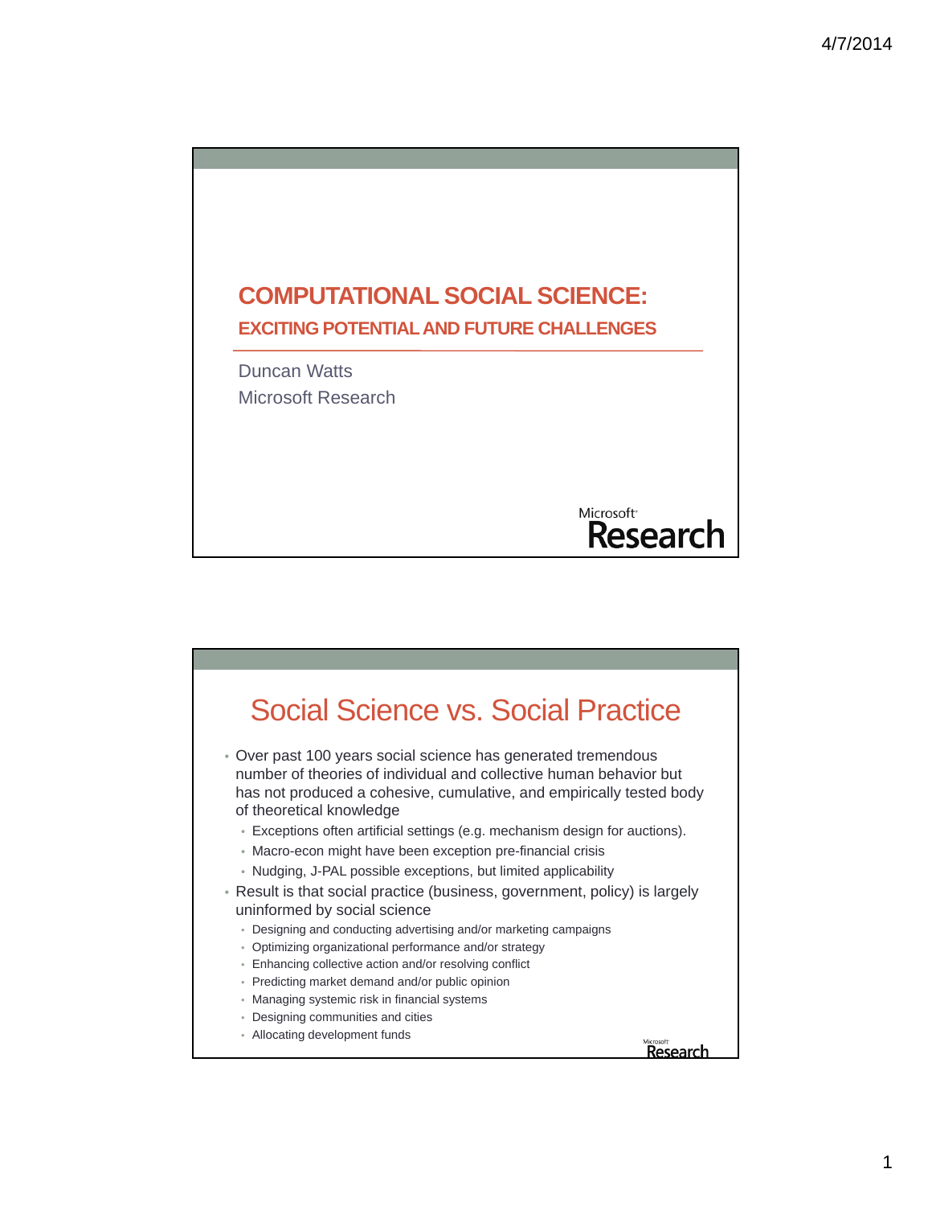# COMPUTATIONAL SOCIAL SCIENCE:

## EXCITING POTENTIAL AND FUTURE CHALLENGES

Duncan Watts

Microsoft Research

Microsoft Research

## Social Science vs. Social Practice

- Over past 100 years social science has generated tremendous number of theories of individual and collective human behavior but has not produced a cohesive, cumulative, and empirically tested body of theoretical knowledge
  - Exceptions often artificial settings (e.g. mechanism design for auctions).
  - Macro-econ might have been exception pre-financial crisis
  - Nudging, J-PAL possible exceptions, but limited applicability
- Result is that social practice (business, government, policy) is largely uninformed by social science
  - Designing and conducting advertising and/or marketing campaigns
  - Optimizing organizational performance and/or strategy
  - Enhancing collective action and/or resolving conflict
  - Predicting market demand and/or public opinion
  - Managing systemic risk in financial systems
  - Designing communities and cities
  - Allocating development funds

Microsoft Research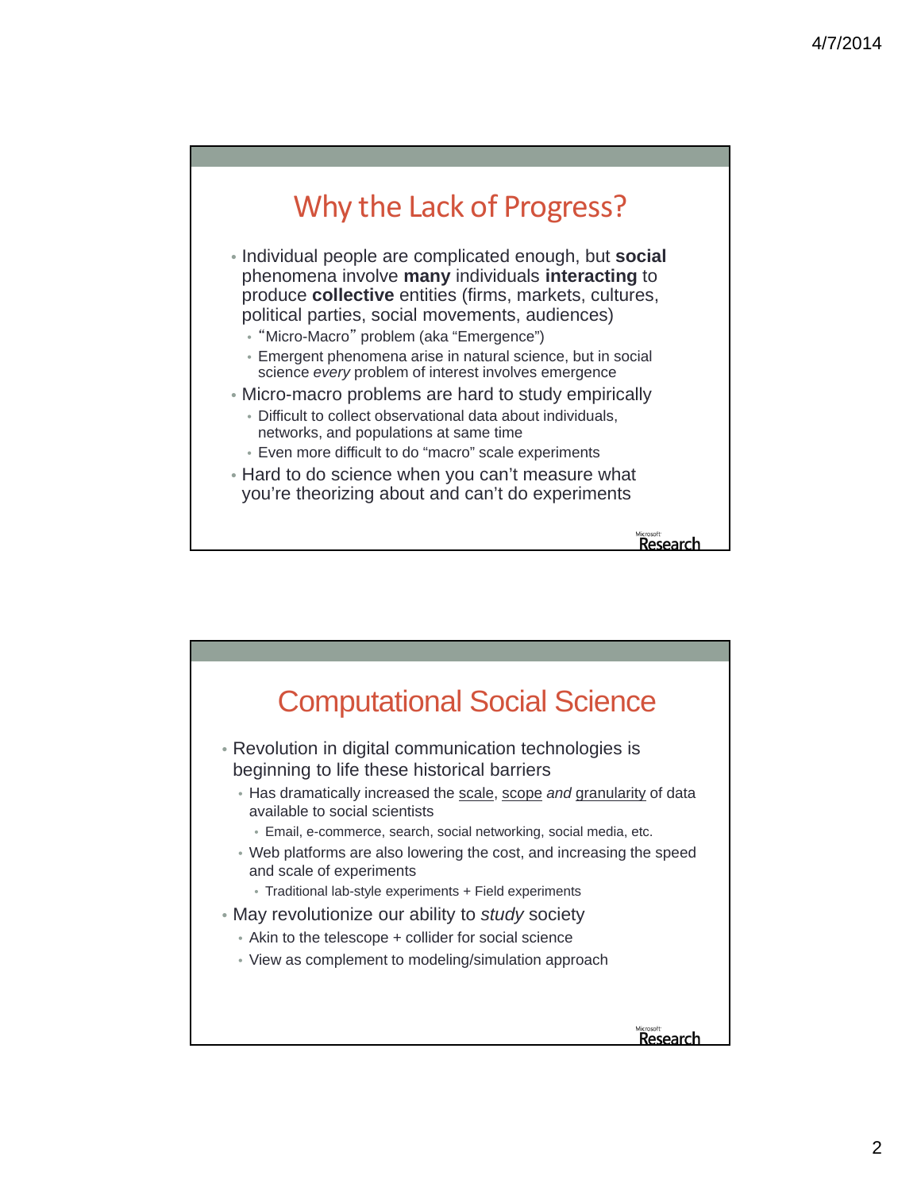## Why the Lack of Progress?

- Individual people are complicated enough, but **social** phenomena involve **many** individuals **interacting** to produce **collective** entities (firms, markets, cultures, political parties, social movements, audiences)
  - "Micro-Macro" problem (aka "Emergence")
  - Emergent phenomena arise in natural science, but in social science *every* problem of interest involves emergence
- Micro-macro problems are hard to study empirically
  - Difficult to collect observational data about individuals, networks, and populations at same time
  - Even more difficult to do "macro" scale experiments
- Hard to do science when you can't measure what you're theorizing about and can't do experiments

## Computational Social Science

- Revolution in digital communication technologies is beginning to life these historical barriers
  - Has dramatically increased the scale, scope *and* granularity of data available to social scientists
    - Email, e-commerce, search, social networking, social media, etc.
  - Web platforms are also lowering the cost, and increasing the speed and scale of experiments
    - Traditional lab-style experiments + Field experiments
- May revolutionize our ability to *study* society
  - Akin to the telescope + collider for social science
  - View as complement to modeling/simulation approach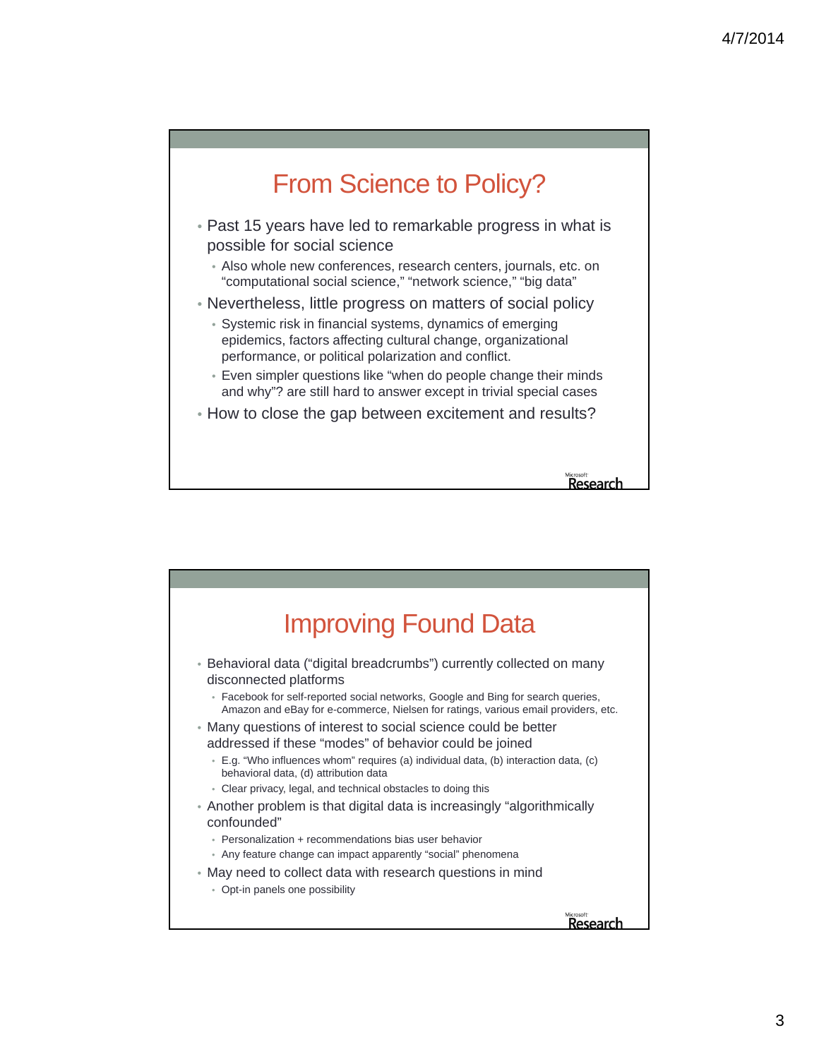## From Science to Policy?

- Past 15 years have led to remarkable progress in what is possible for social science
  - Also whole new conferences, research centers, journals, etc. on "computational social science," "network science," "big data"
- Nevertheless, little progress on matters of social policy
  - Systemic risk in financial systems, dynamics of emerging epidemics, factors affecting cultural change, organizational performance, or political polarization and conflict.
  - Even simpler questions like "when do people change their minds and why"? are still hard to answer except in trivial special cases
- How to close the gap between excitement and results?

## Improving Found Data

- Behavioral data ("digital breadcrumbs") currently collected on many disconnected platforms
  - Facebook for self-reported social networks, Google and Bing for search queries, Amazon and eBay for e-commerce, Nielsen for ratings, various email providers, etc.
- Many questions of interest to social science could be better addressed if these "modes" of behavior could be joined
  - E.g. "Who influences whom" requires (a) individual data, (b) interaction data, (c) behavioral data, (d) attribution data
  - Clear privacy, legal, and technical obstacles to doing this
- Another problem is that digital data is increasingly "algorithmically confounded"
  - Personalization + recommendations bias user behavior
  - Any feature change can impact apparently "social" phenomena
- May need to collect data with research questions in mind
  - Opt-in panels one possibility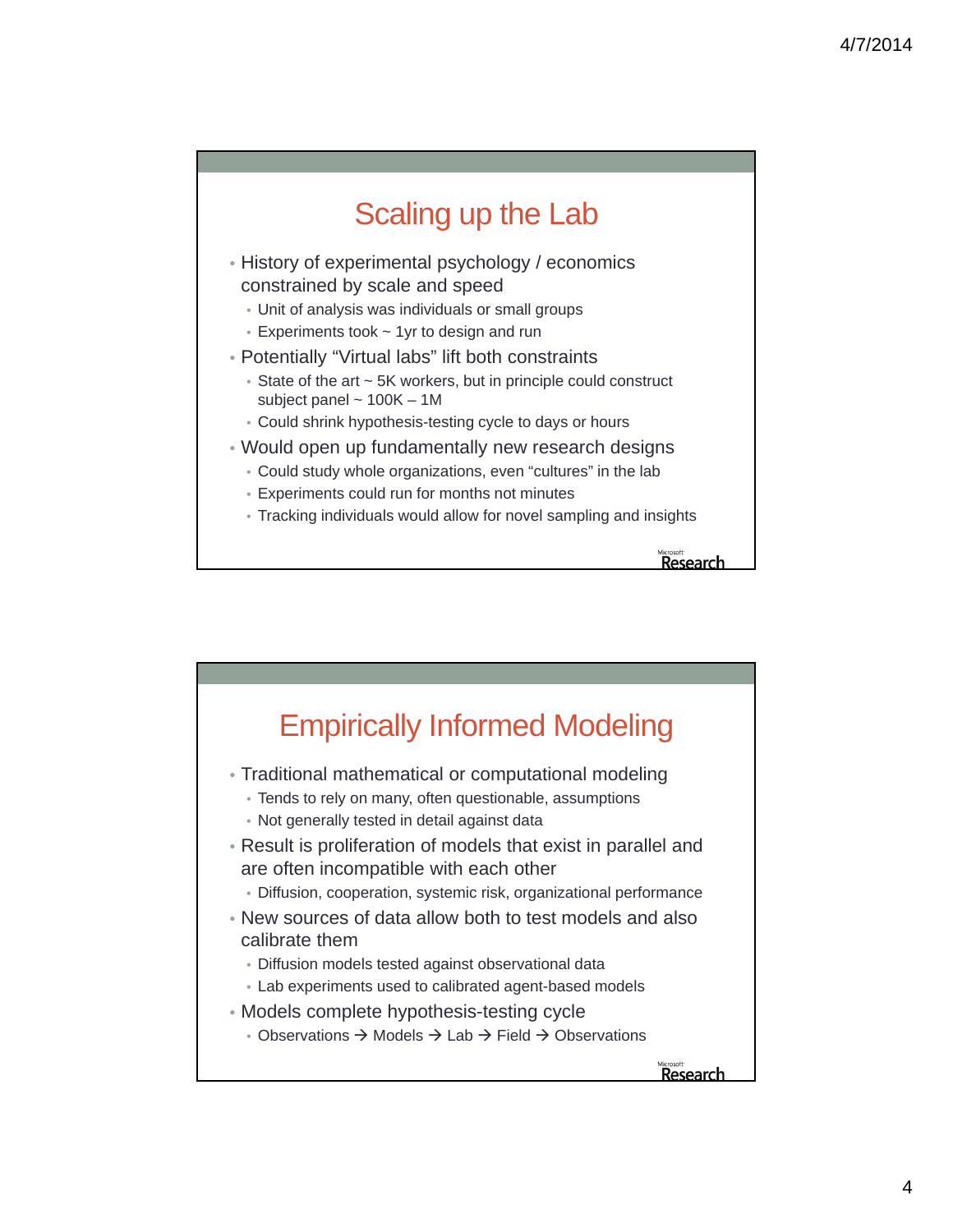## Scaling up the Lab

- History of experimental psychology / economics constrained by scale and speed
  - Unit of analysis was individuals or small groups
  - Experiments took ~ 1yr to design and run
- Potentially "Virtual labs" lift both constraints
  - State of the art ~ 5K workers, but in principle could construct subject panel ~ 100K – 1M
  - Could shrink hypothesis-testing cycle to days or hours
- Would open up fundamentally new research designs
  - Could study whole organizations, even "cultures" in the lab
  - Experiments could run for months not minutes
  - Tracking individuals would allow for novel sampling and insights

## Empirically Informed Modeling

- Traditional mathematical or computational modeling
  - Tends to rely on many, often questionable, assumptions
  - Not generally tested in detail against data
- Result is proliferation of models that exist in parallel and are often incompatible with each other
  - Diffusion, cooperation, systemic risk, organizational performance
- New sources of data allow both to test models and also calibrate them
  - Diffusion models tested against observational data
  - Lab experiments used to calibrated agent-based models
- Models complete hypothesis-testing cycle
  - Observations → Models → Lab → Field → Observations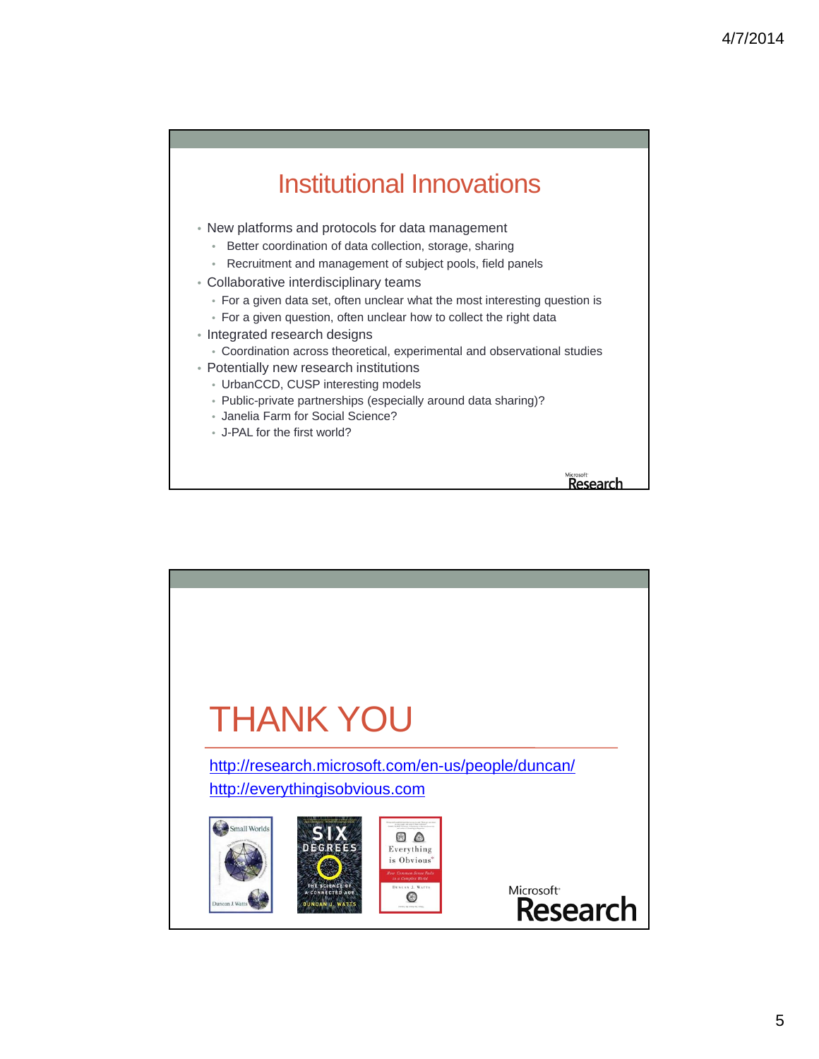# Institutional Innovations

- New platforms and protocols for data management
  - Better coordination of data collection, storage, sharing
  - Recruitment and management of subject pools, field panels
- Collaborative interdisciplinary teams
  - For a given data set, often unclear what the most interesting question is
  - For a given question, often unclear how to collect the right data
- Integrated research designs
  - Coordination across theoretical, experimental and observational studies
- Potentially new research institutions
  - UrbanCCD, CUSP interesting models
  - Public-private partnerships (especially around data sharing)?
  - Janelia Farm for Social Science?
  - J-PAL for the first world?

Microsoft Research

# THANK YOU

http://research.microsoft.com/en-us/people/duncan/

http://everythingisobvious.com

Microsoft Research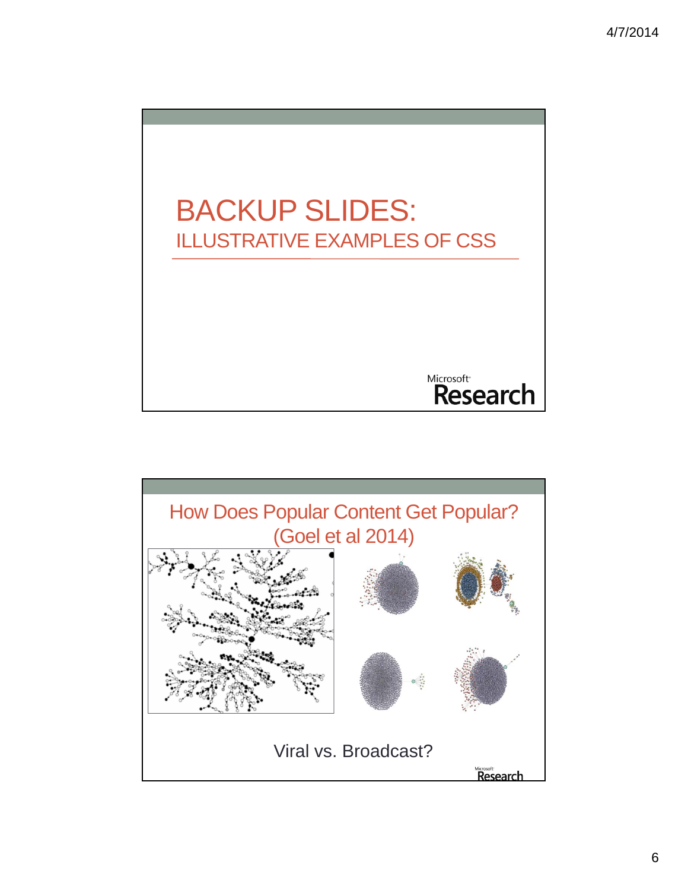# BACKUP SLIDES:
## ILLUSTRATIVE EXAMPLES OF CSS

Microsoft Research

---

## How Does Popular Content Get Popular? (Goel et al 2014)

Viral vs. Broadcast?

Microsoft Research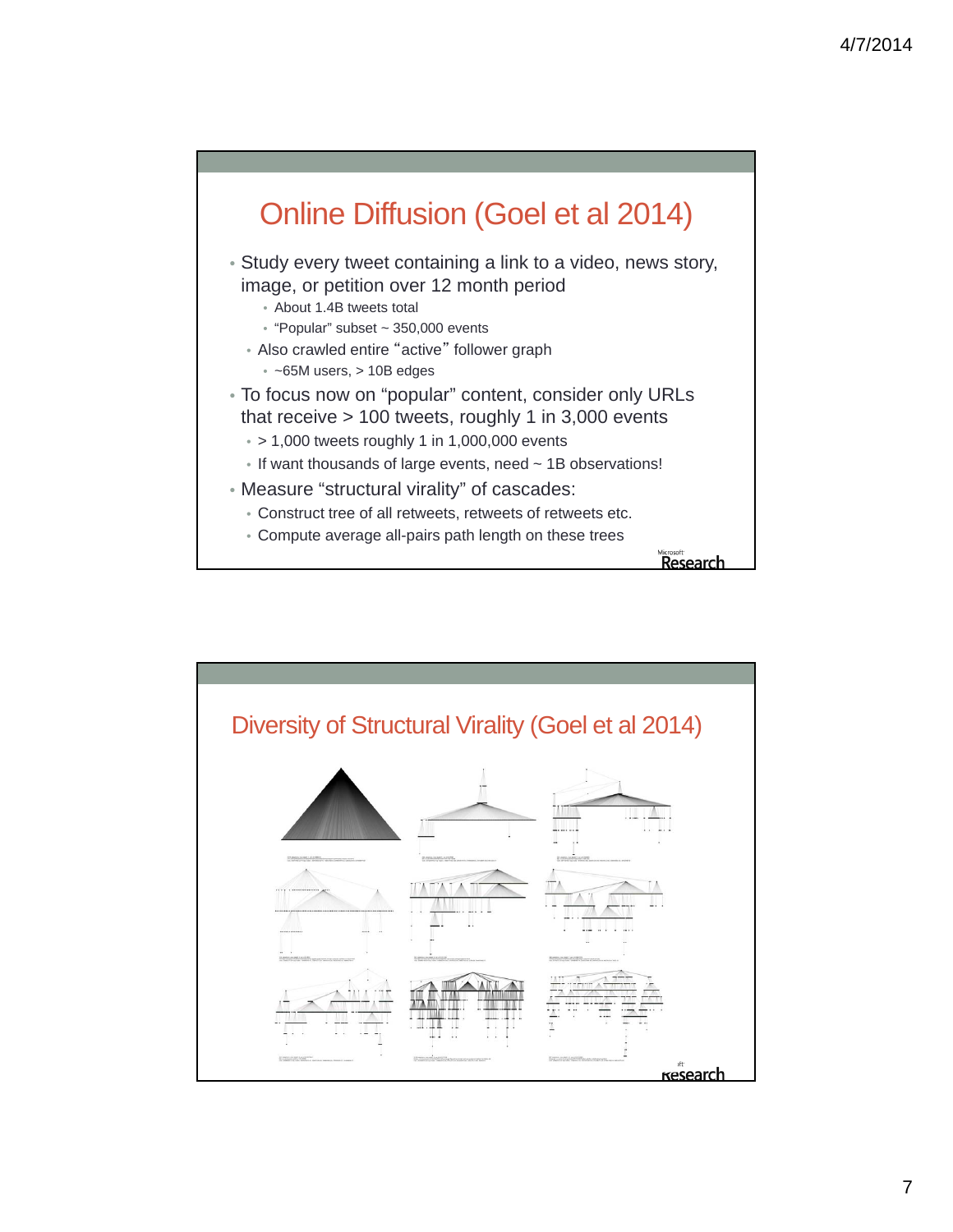## Online Diffusion (Goel et al 2014)

- Study every tweet containing a link to a video, news story, image, or petition over 12 month period
  - About 1.4B tweets total
  - "Popular" subset ~ 350,000 events
  - Also crawled entire "active" follower graph
    - ~65M users, > 10B edges
- To focus now on "popular" content, consider only URLs that receive > 100 tweets, roughly 1 in 3,000 events
  - > 1,000 tweets roughly 1 in 1,000,000 events
  - If want thousands of large events, need ~ 1B observations!
- Measure "structural virality" of cascades:
  - Construct tree of all retweets, retweets of retweets etc.
  - Compute average all-pairs path length on these trees

## Diversity of Structural Virality (Goel et al 2014)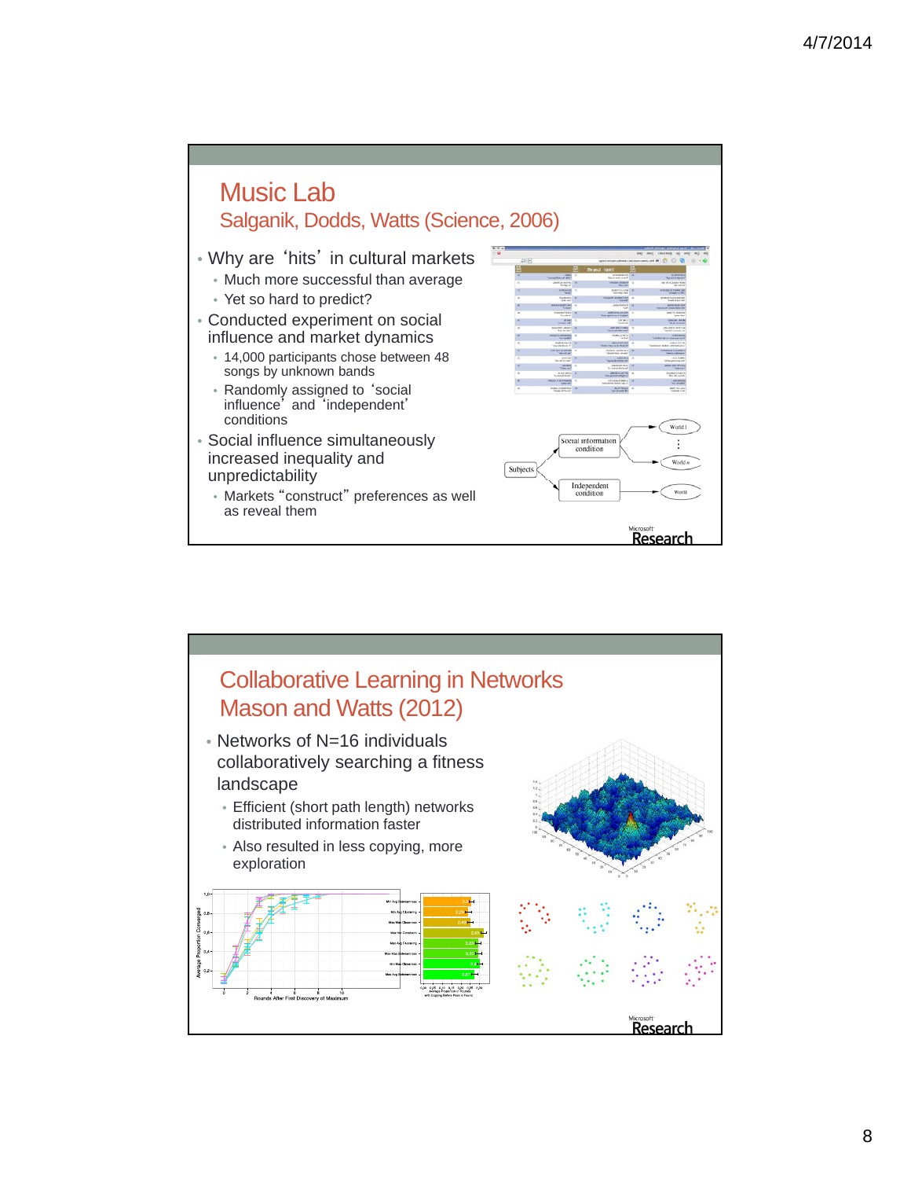## Music Lab

### Salganik, Dodds, Watts (Science, 2006)

- Why are 'hits' in cultural markets
  - Much more successful than average
  - Yet so hard to predict?
- Conducted experiment on social influence and market dynamics
  - 14,000 participants chose between 48 songs by unknown bands
  - Randomly assigned to 'social influence' and 'independent' conditions
- Social influence simultaneously increased inequality and unpredictability
  - Markets "construct" preferences as well as reveal them

## Collaborative Learning in Networks

### Mason and Watts (2012)

- Networks of N=16 individuals collaboratively searching a fitness landscape
  - Efficient (short path length) networks distributed information faster
  - Also resulted in less copying, more exploration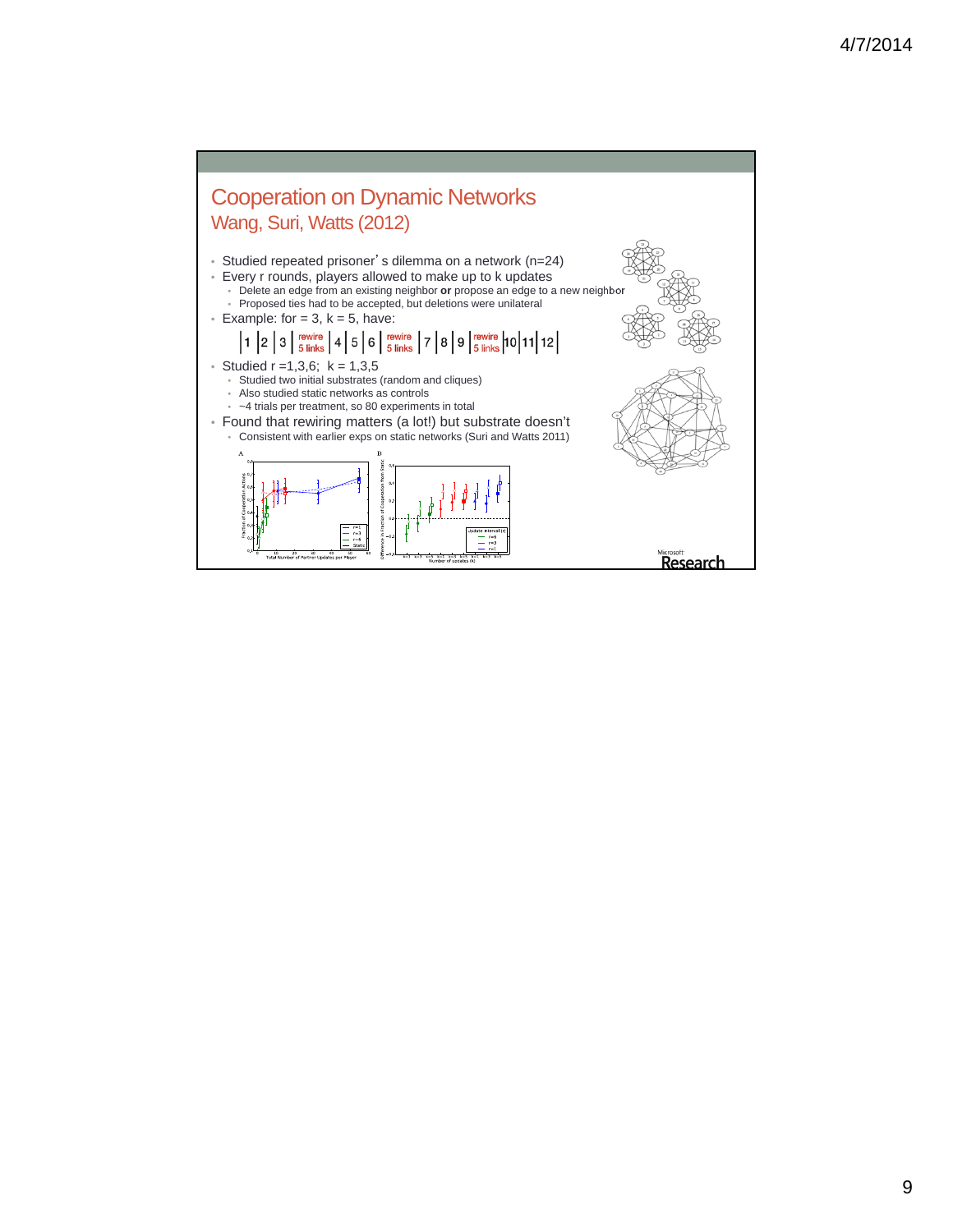# Cooperation on Dynamic Networks

## Wang, Suri, Watts (2012)

- Studied repeated prisoner's dilemma on a network (n=24)
- Every r rounds, players allowed to make up to k updates
  - Delete an edge from an existing neighbor **or** propose an edge to a new neighbor
  - Proposed ties had to be accepted, but deletions were unilateral
- Example: for = 3, k = 5, have:

| 1 | 2 | 3 | rewire 5 links | 4 | 5 | 6 | rewire 5 links | 7 | 8 | 9 | rewire 5 links | 10 | 11 | 12 |

- Studied r =1,3,6; k = 1,3,5
  - Studied two initial substrates (random and cliques)
  - Also studied static networks as controls
  - ~4 trials per treatment, so 80 experiments in total
- Found that rewiring matters (a lot!) but substrate doesn't
  - Consistent with earlier exps on static networks (Suri and Watts 2011)

A

Fraction of Cooperative Actions

Total Number of Partner Updates per Player

r=1
r=3
r=6
Static

B

Difference in Fraction of Cooperation from Static

Number of updates (k)

Update interval (r)
r=6
r=3
r=1